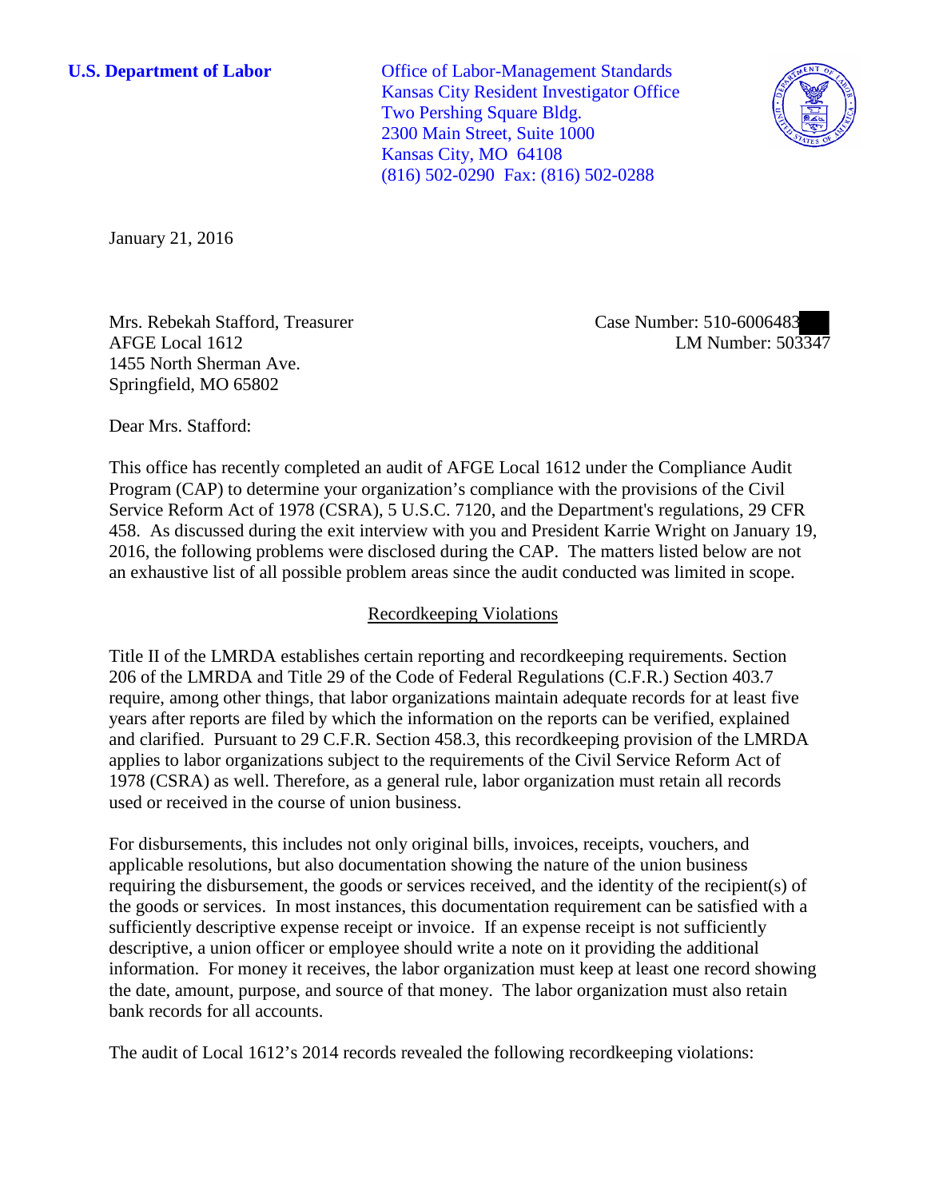**U.S. Department of Labor**

Office of Labor-Management Standards
Kansas City Resident Investigator Office
Two Pershing Square Bldg.
2300 Main Street, Suite 1000
Kansas City, MO 64108
(816) 502-0290 Fax: (816) 502-0288

January 21, 2016

Mrs. Rebekah Stafford, Treasurer
AFGE Local 1612
1455 North Sherman Ave.
Springfield, MO 65802

Case Number: 510-6006483
LM Number: 503347

Dear Mrs. Stafford:

This office has recently completed an audit of AFGE Local 1612 under the Compliance Audit Program (CAP) to determine your organization's compliance with the provisions of the Civil Service Reform Act of 1978 (CSRA), 5 U.S.C. 7120, and the Department's regulations, 29 CFR 458. As discussed during the exit interview with you and President Karrie Wright on January 19, 2016, the following problems were disclosed during the CAP. The matters listed below are not an exhaustive list of all possible problem areas since the audit conducted was limited in scope.

## Recordkeeping Violations

Title II of the LMRDA establishes certain reporting and recordkeeping requirements. Section 206 of the LMRDA and Title 29 of the Code of Federal Regulations (C.F.R.) Section 403.7 require, among other things, that labor organizations maintain adequate records for at least five years after reports are filed by which the information on the reports can be verified, explained and clarified. Pursuant to 29 C.F.R. Section 458.3, this recordkeeping provision of the LMRDA applies to labor organizations subject to the requirements of the Civil Service Reform Act of 1978 (CSRA) as well. Therefore, as a general rule, labor organization must retain all records used or received in the course of union business.

For disbursements, this includes not only original bills, invoices, receipts, vouchers, and applicable resolutions, but also documentation showing the nature of the union business requiring the disbursement, the goods or services received, and the identity of the recipient(s) of the goods or services. In most instances, this documentation requirement can be satisfied with a sufficiently descriptive expense receipt or invoice. If an expense receipt is not sufficiently descriptive, a union officer or employee should write a note on it providing the additional information. For money it receives, the labor organization must keep at least one record showing the date, amount, purpose, and source of that money. The labor organization must also retain bank records for all accounts.

The audit of Local 1612's 2014 records revealed the following recordkeeping violations: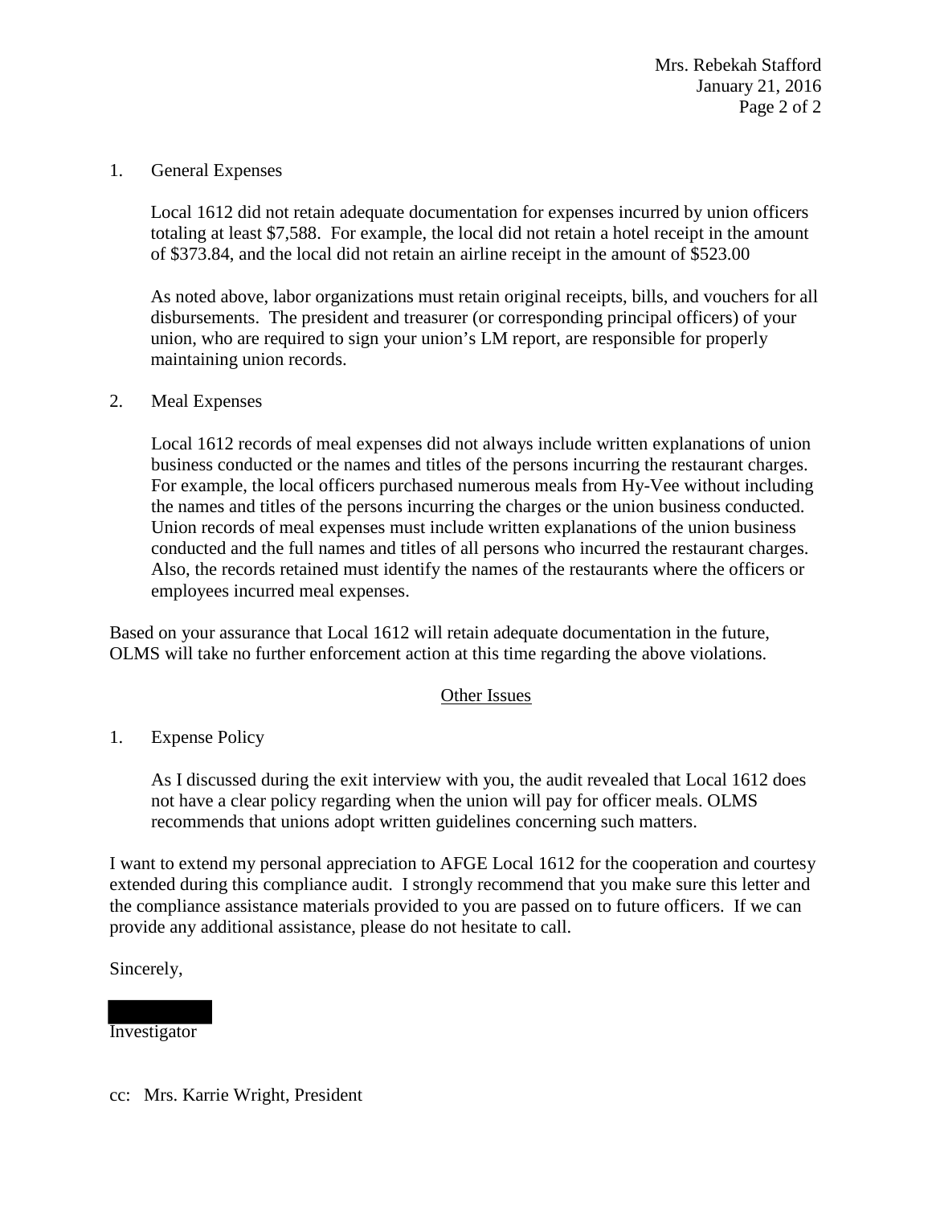1. General Expenses

   Local 1612 did not retain adequate documentation for expenses incurred by union officers totaling at least $7,588. For example, the local did not retain a hotel receipt in the amount of $373.84, and the local did not retain an airline receipt in the amount of $523.00

   As noted above, labor organizations must retain original receipts, bills, and vouchers for all disbursements. The president and treasurer (or corresponding principal officers) of your union, who are required to sign your union's LM report, are responsible for properly maintaining union records.

2. Meal Expenses

   Local 1612 records of meal expenses did not always include written explanations of union business conducted or the names and titles of the persons incurring the restaurant charges. For example, the local officers purchased numerous meals from Hy-Vee without including the names and titles of the persons incurring the charges or the union business conducted. Union records of meal expenses must include written explanations of the union business conducted and the full names and titles of all persons who incurred the restaurant charges. Also, the records retained must identify the names of the restaurants where the officers or employees incurred meal expenses.

Based on your assurance that Local 1612 will retain adequate documentation in the future, OLMS will take no further enforcement action at this time regarding the above violations.

## Other Issues

1. Expense Policy

   As I discussed during the exit interview with you, the audit revealed that Local 1612 does not have a clear policy regarding when the union will pay for officer meals. OLMS recommends that unions adopt written guidelines concerning such matters.

I want to extend my personal appreciation to AFGE Local 1612 for the cooperation and courtesy extended during this compliance audit. I strongly recommend that you make sure this letter and the compliance assistance materials provided to you are passed on to future officers. If we can provide any additional assistance, please do not hesitate to call.

Sincerely,

Investigator

cc: Mrs. Karrie Wright, President